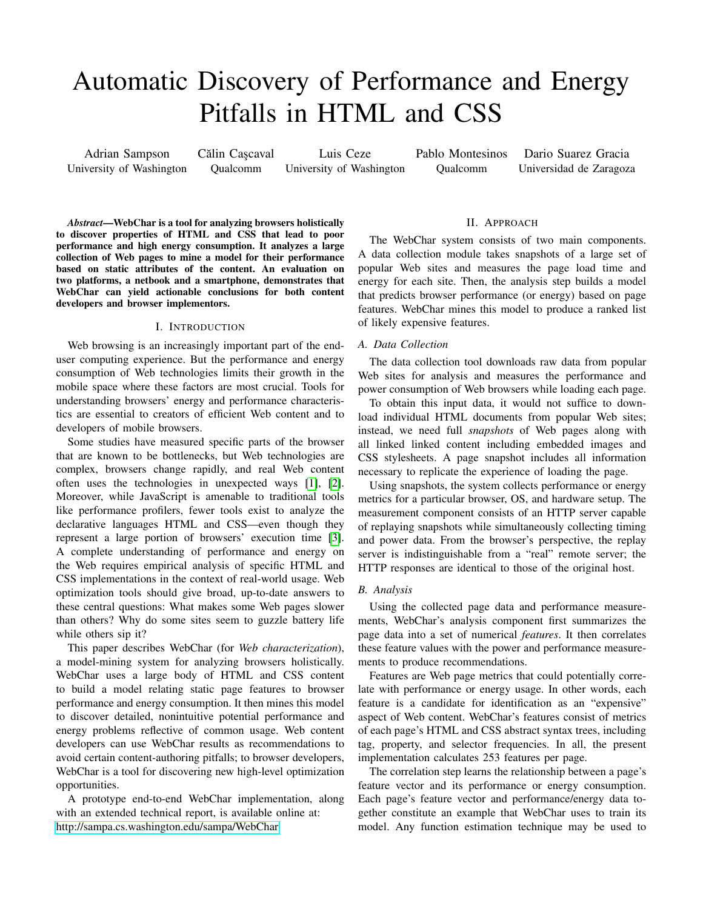# Automatic Discovery of Performance and Energy Pitfalls in HTML and CSS

Adrian Sampson
University of Washington

Călin Caşcaval
Qualcomm

Luis Ceze
University of Washington

Pablo Montesinos
Qualcomm

Dario Suarez Gracia
Universidad de Zaragoza

***Abstract*—WebChar is a tool for analyzing browsers holistically to discover properties of HTML and CSS that lead to poor performance and high energy consumption. It analyzes a large collection of Web pages to mine a model for their performance based on static attributes of the content. An evaluation on two platforms, a netbook and a smartphone, demonstrates that WebChar can yield actionable conclusions for both content developers and browser implementors.**

## I. Introduction

Web browsing is an increasingly important part of the end-user computing experience. But the performance and energy consumption of Web technologies limits their growth in the mobile space where these factors are most crucial. Tools for understanding browsers' energy and performance characteristics are essential to creators of efficient Web content and to developers of mobile browsers.

Some studies have measured specific parts of the browser that are known to be bottlenecks, but Web technologies are complex, browsers change rapidly, and real Web content often uses the technologies in unexpected ways [1], [2]. Moreover, while JavaScript is amenable to traditional tools like performance profilers, fewer tools exist to analyze the declarative languages HTML and CSS—even though they represent a large portion of browsers' execution time [3]. A complete understanding of performance and energy on the Web requires empirical analysis of specific HTML and CSS implementations in the context of real-world usage. Web optimization tools should give broad, up-to-date answers to these central questions: What makes some Web pages slower than others? Why do some sites seem to guzzle battery life while others sip it?

This paper describes WebChar (for *Web characterization*), a model-mining system for analyzing browsers holistically. WebChar uses a large body of HTML and CSS content to build a model relating static page features to browser performance and energy consumption. It then mines this model to discover detailed, nonintuitive potential performance and energy problems reflective of common usage. Web content developers can use WebChar results as recommendations to avoid certain content-authoring pitfalls; to browser developers, WebChar is a tool for discovering new high-level optimization opportunities.

A prototype end-to-end WebChar implementation, along with an extended technical report, is available online at: http://sampa.cs.washington.edu/sampa/WebChar

## II. Approach

The WebChar system consists of two main components. A data collection module takes snapshots of a large set of popular Web sites and measures the page load time and energy for each site. Then, the analysis step builds a model that predicts browser performance (or energy) based on page features. WebChar mines this model to produce a ranked list of likely expensive features.

### A. Data Collection

The data collection tool downloads raw data from popular Web sites for analysis and measures the performance and power consumption of Web browsers while loading each page.

To obtain this input data, it would not suffice to download individual HTML documents from popular Web sites; instead, we need full *snapshots* of Web pages along with all linked linked content including embedded images and CSS stylesheets. A page snapshot includes all information necessary to replicate the experience of loading the page.

Using snapshots, the system collects performance or energy metrics for a particular browser, OS, and hardware setup. The measurement component consists of an HTTP server capable of replaying snapshots while simultaneously collecting timing and power data. From the browser's perspective, the replay server is indistinguishable from a "real" remote server; the HTTP responses are identical to those of the original host.

### B. Analysis

Using the collected page data and performance measurements, WebChar's analysis component first summarizes the page data into a set of numerical *features*. It then correlates these feature values with the power and performance measurements to produce recommendations.

Features are Web page metrics that could potentially correlate with performance or energy usage. In other words, each feature is a candidate for identification as an "expensive" aspect of Web content. WebChar's features consist of metrics of each page's HTML and CSS abstract syntax trees, including tag, property, and selector frequencies. In all, the present implementation calculates 253 features per page.

The correlation step learns the relationship between a page's feature vector and its performance or energy consumption. Each page's feature vector and performance/energy data together constitute an example that WebChar uses to train its model. Any function estimation technique may be used to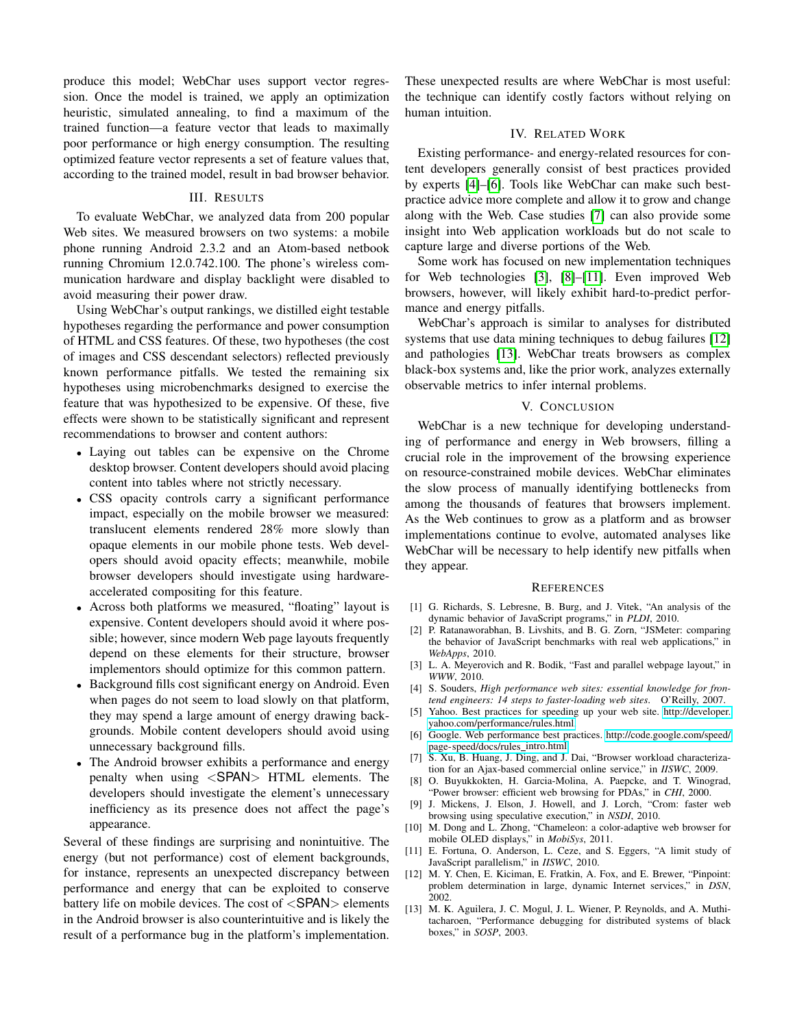produce this model; WebChar uses support vector regression. Once the model is trained, we apply an optimization heuristic, simulated annealing, to find a maximum of the trained function—a feature vector that leads to maximally poor performance or high energy consumption. The resulting optimized feature vector represents a set of feature values that, according to the trained model, result in bad browser behavior.

## III. Results

To evaluate WebChar, we analyzed data from 200 popular Web sites. We measured browsers on two systems: a mobile phone running Android 2.3.2 and an Atom-based netbook running Chromium 12.0.742.100. The phone's wireless communication hardware and display backlight were disabled to avoid measuring their power draw.

Using WebChar's output rankings, we distilled eight testable hypotheses regarding the performance and power consumption of HTML and CSS features. Of these, two hypotheses (the cost of images and CSS descendant selectors) reflected previously known performance pitfalls. We tested the remaining six hypotheses using microbenchmarks designed to exercise the feature that was hypothesized to be expensive. Of these, five effects were shown to be statistically significant and represent recommendations to browser and content authors:

- Laying out tables can be expensive on the Chrome desktop browser. Content developers should avoid placing content into tables where not strictly necessary.
- CSS opacity controls carry a significant performance impact, especially on the mobile browser we measured: translucent elements rendered 28% more slowly than opaque elements in our mobile phone tests. Web developers should avoid opacity effects; meanwhile, mobile browser developers should investigate using hardware-accelerated compositing for this feature.
- Across both platforms we measured, "floating" layout is expensive. Content developers should avoid it where possible; however, since modern Web page layouts frequently depend on these elements for their structure, browser implementors should optimize for this common pattern.
- Background fills cost significant energy on Android. Even when pages do not seem to load slowly on that platform, they may spend a large amount of energy drawing backgrounds. Mobile content developers should avoid using unnecessary background fills.
- The Android browser exhibits a performance and energy penalty when using <SPAN> HTML elements. The developers should investigate the element's unnecessary inefficiency as its presence does not affect the page's appearance.

Several of these findings are surprising and nonintuitive. The energy (but not performance) cost of element backgrounds, for instance, represents an unexpected discrepancy between performance and energy that can be exploited to conserve battery life on mobile devices. The cost of <SPAN> elements in the Android browser is also counterintuitive and is likely the result of a performance bug in the platform's implementation. These unexpected results are where WebChar is most useful: the technique can identify costly factors without relying on human intuition.

## IV. Related Work

Existing performance- and energy-related resources for content developers generally consist of best practices provided by experts [4]–[6]. Tools like WebChar can make such best-practice advice more complete and allow it to grow and change along with the Web. Case studies [7] can also provide some insight into Web application workloads but do not scale to capture large and diverse portions of the Web.

Some work has focused on new implementation techniques for Web technologies [3], [8]–[11]. Even improved Web browsers, however, will likely exhibit hard-to-predict performance and energy pitfalls.

WebChar's approach is similar to analyses for distributed systems that use data mining techniques to debug failures [12] and pathologies [13]. WebChar treats browsers as complex black-box systems and, like the prior work, analyzes externally observable metrics to infer internal problems.

## V. Conclusion

WebChar is a new technique for developing understanding of performance and energy in Web browsers, filling a crucial role in the improvement of the browsing experience on resource-constrained mobile devices. WebChar eliminates the slow process of manually identifying bottlenecks from among the thousands of features that browsers implement. As the Web continues to grow as a platform and as browser implementations continue to evolve, automated analyses like WebChar will be necessary to help identify new pitfalls when they appear.

## References

[1] G. Richards, S. Lebresne, B. Burg, and J. Vitek, "An analysis of the dynamic behavior of JavaScript programs," in *PLDI*, 2010.

[2] P. Ratanaworabhan, B. Livshits, and B. G. Zorn, "JSMeter: comparing the behavior of JavaScript benchmarks with real web applications," in *WebApps*, 2010.

[3] L. A. Meyerovich and R. Bodik, "Fast and parallel webpage layout," in *WWW*, 2010.

[4] S. Souders, *High performance web sites: essential knowledge for front-end engineers: 14 steps to faster-loading web sites*. O'Reilly, 2007.

[5] Yahoo. Best practices for speeding up your web site. http://developer.yahoo.com/performance/rules.html

[6] Google. Web performance best practices. http://code.google.com/speed/page-speed/docs/rules_intro.html

[7] S. Xu, B. Huang, J. Ding, and J. Dai, "Browser workload characterization for an Ajax-based commercial online service," in *IISWC*, 2009.

[8] O. Buyukkokten, H. Garcia-Molina, A. Paepcke, and T. Winograd, "Power browser: efficient web browsing for PDAs," in *CHI*, 2000.

[9] J. Mickens, J. Elson, J. Howell, and J. Lorch, "Crom: faster web browsing using speculative execution," in *NSDI*, 2010.

[10] M. Dong and L. Zhong, "Chameleon: a color-adaptive web browser for mobile OLED displays," in *MobiSys*, 2011.

[11] E. Fortuna, O. Anderson, L. Ceze, and S. Eggers, "A limit study of JavaScript parallelism," in *IISWC*, 2010.

[12] M. Y. Chen, E. Kiciman, E. Fratkin, A. Fox, and E. Brewer, "Pinpoint: problem determination in large, dynamic Internet services," in *DSN*, 2002.

[13] M. K. Aguilera, J. C. Mogul, J. L. Wiener, P. Reynolds, and A. Muthitacharoen, "Performance debugging for distributed systems of black boxes," in *SOSP*, 2003.